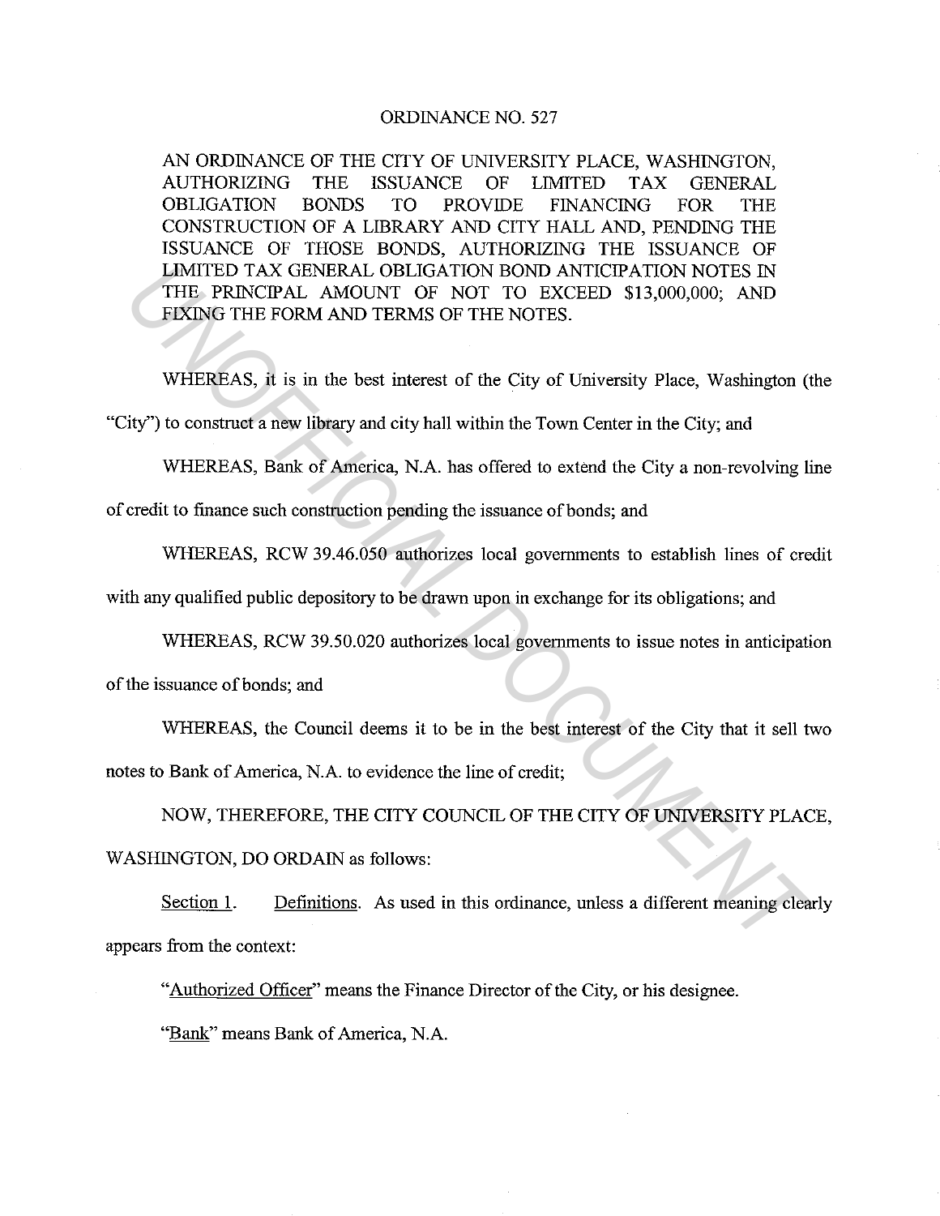# ORDINANCE NO. 527

AN ORDINANCE OF THE CITY OF UNIVERSITY PLACE, WASHINGTON, AUTHORIZING THE ISSUANCE OF LIMITED TAX GENERAL OBLIGATION BONDS TO PROVIDE FINANCING FOR THE CONSTRUCTION OF A LIBRARY AND CITY HALL AND, PENDING THE ISSUANCE OF THOSE BONDS, AUTHORIZING THE ISSUANCE OF LIMITED TAX GENERAL OBLIGATION BOND ANTICIPATION NOTES IN THE PRINCIPAL AMOUNT OF NOT TO EXCEED $13,000,000; AND FIXING THE FORM AND TERMS OF THE NOTES.

WHEREAS, it is in the best interest of the City of University Place, Washington (the "City") to construct a new library and city hall within the Town Center in the City; and

WHEREAS, Bank of America, N.A. has offered to extend the City a non-revolving line of credit to finance such construction pending the issuance of bonds; and

WHEREAS, RCW 39.46.050 authorizes local governments to establish lines of credit with any qualified public depository to be drawn upon in exchange for its obligations; and

WHEREAS, RCW 39.50.020 authorizes local governments to issue notes in anticipation of the issuance of bonds; and

WHEREAS, the Council deems it to be in the best interest of the City that it sell two notes to Bank of America, N.A. to evidence the line of credit;

NOW, THEREFORE, THE CITY COUNCIL OF THE CITY OF UNIVERSITY PLACE, WASHINGTON, DO ORDAIN as follows:

Section 1. Definitions. As used in this ordinance, unless a different meaning clearly appears from the context:

"Authorized Officer" means the Finance Director of the City, or his designee.

"Bank" means Bank of America, N.A.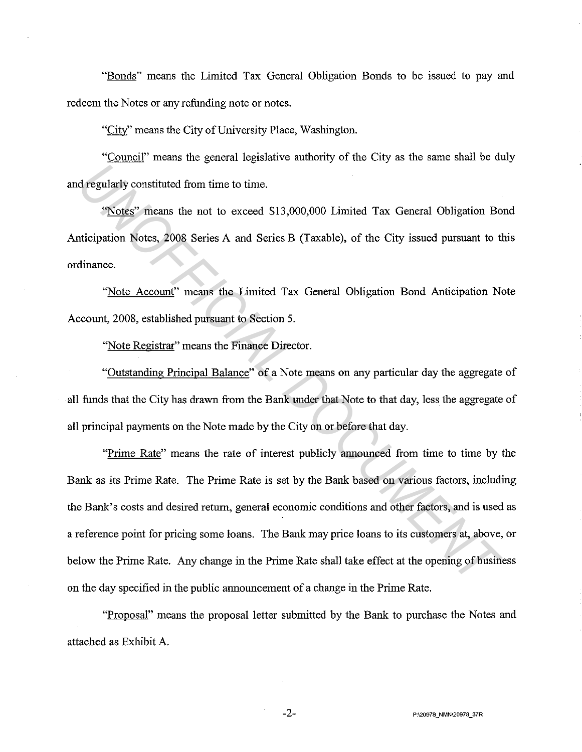"Bonds" means the Limited Tax General Obligation Bonds to be issued to pay and redeem the Notes or any refunding note or notes.

"City" means the City of University Place, Washington.

"Council" means the general legislative authority of the City as the same shall be duly and regularly constituted from time to time.

"Notes" means the not to exceed $13,000,000 Limited Tax General Obligation Bond Anticipation Notes, 2008 Series A and Series B (Taxable), of the City issued pursuant to this ordinance.

"Note Account" means the Limited Tax General Obligation Bond Anticipation Note Account, 2008, established pursuant to Section 5.

"Note Registrar" means the Finance Director.

"Outstanding Principal Balance" of a Note means on any particular day the aggregate of all funds that the City has drawn from the Bank under that Note to that day, less the aggregate of all principal payments on the Note made by the City on or before that day.

"Prime Rate" means the rate of interest publicly announced from time to time by the Bank as its Prime Rate. The Prime Rate is set by the Bank based on various factors, including the Bank's costs and desired return, general economic conditions and other factors, and is used as a reference point for pricing some loans. The Bank may price loans to its customers at, above, or below the Prime Rate. Any change in the Prime Rate shall take effect at the opening of business on the day specified in the public announcement of a change in the Prime Rate.

"Proposal" means the proposal letter submitted by the Bank to purchase the Notes and attached as Exhibit A.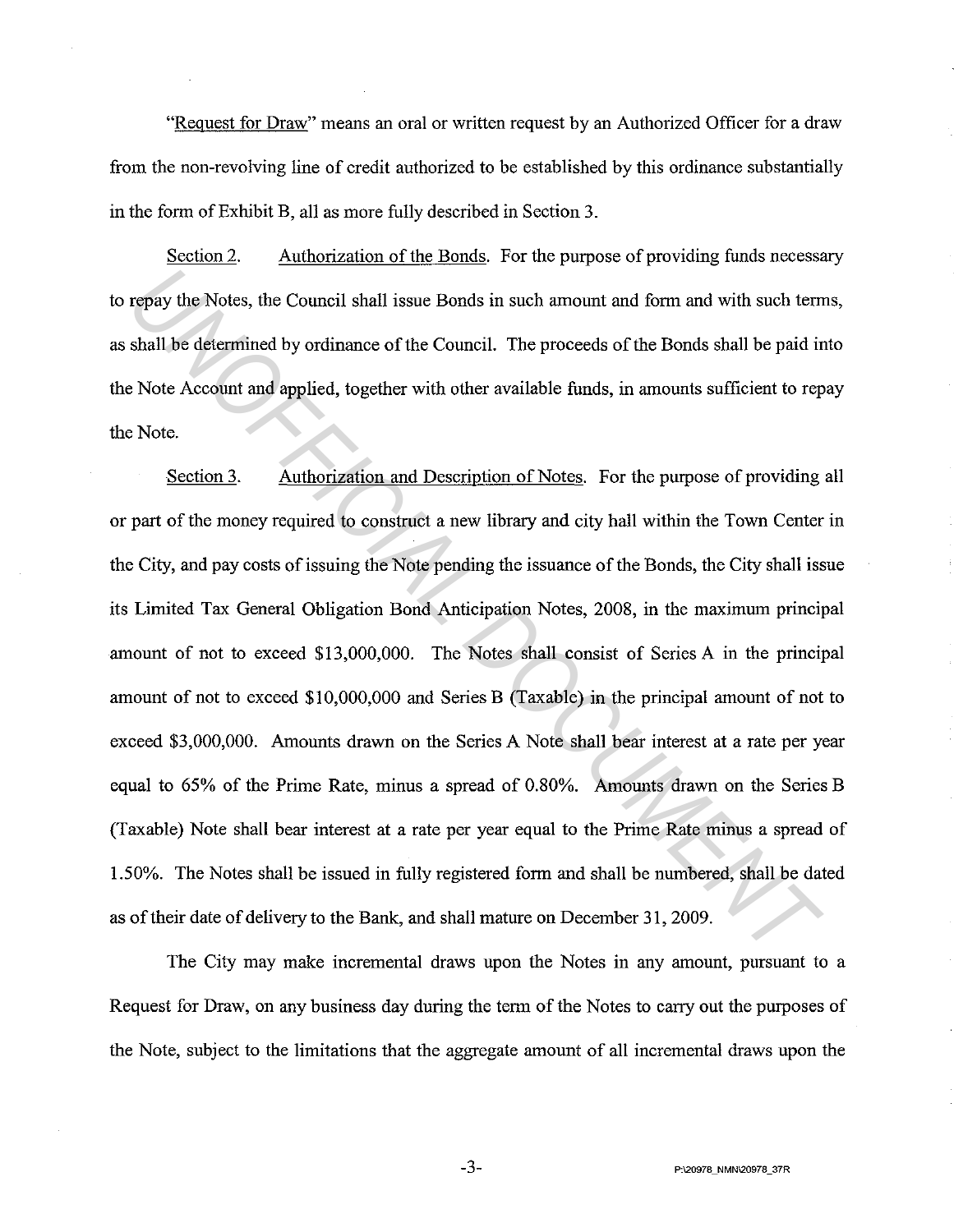"Request for Draw" means an oral or written request by an Authorized Officer for a draw from the non-revolving line of credit authorized to be established by this ordinance substantially in the form of Exhibit B, all as more fully described in Section 3.

Section 2. Authorization of the Bonds. For the purpose of providing funds necessary to repay the Notes, the Council shall issue Bonds in such amount and form and with such terms, as shall be determined by ordinance of the Council. The proceeds of the Bonds shall be paid into the Note Account and applied, together with other available funds, in amounts sufficient to repay the Note.

Section 3. Authorization and Description of Notes. For the purpose of providing all or part of the money required to construct a new library and city hall within the Town Center in the City, and pay costs of issuing the Note pending the issuance of the Bonds, the City shall issue its Limited Tax General Obligation Bond Anticipation Notes, 2008, in the maximum principal amount of not to exceed $13,000,000. The Notes shall consist of Series A in the principal amount of not to exceed $10,000,000 and Series B (Taxable) in the principal amount of not to exceed $3,000,000. Amounts drawn on the Series A Note shall bear interest at a rate per year equal to 65% of the Prime Rate, minus a spread of 0.80%. Amounts drawn on the Series B (Taxable) Note shall bear interest at a rate per year equal to the Prime Rate minus a spread of 1.50%. The Notes shall be issued in fully registered form and shall be numbered, shall be dated as of their date of delivery to the Bank, and shall mature on December 31, 2009.

The City may make incremental draws upon the Notes in any amount, pursuant to a Request for Draw, on any business day during the term of the Notes to carry out the purposes of the Note, subject to the limitations that the aggregate amount of all incremental draws upon the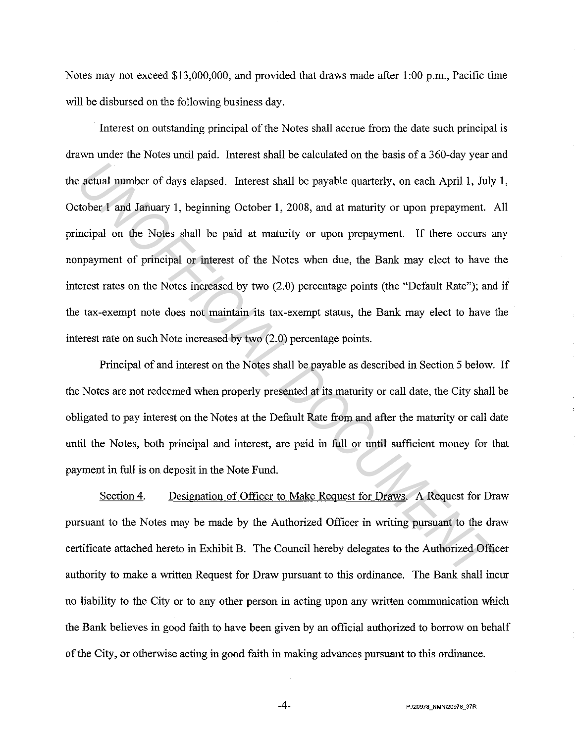Notes may not exceed $13,000,000, and provided that draws made after 1:00 p.m., Pacific time will be disbursed on the following business day.

Interest on outstanding principal of the Notes shall accrue from the date such principal is drawn under the Notes until paid. Interest shall be calculated on the basis of a 360-day year and the actual number of days elapsed. Interest shall be payable quarterly, on each April 1, July 1, October 1 and January 1, beginning October 1, 2008, and at maturity or upon prepayment. All principal on the Notes shall be paid at maturity or upon prepayment. If there occurs any nonpayment of principal or interest of the Notes when due, the Bank may elect to have the interest rates on the Notes increased by two (2.0) percentage points (the "Default Rate"); and if the tax-exempt note does not maintain its tax-exempt status, the Bank may elect to have the interest rate on such Note increased by two (2.0) percentage points.

Principal of and interest on the Notes shall be payable as described in Section 5 below. If the Notes are not redeemed when properly presented at its maturity or call date, the City shall be obligated to pay interest on the Notes at the Default Rate from and after the maturity or call date until the Notes, both principal and interest, are paid in full or until sufficient money for that payment in full is on deposit in the Note Fund.

Section 4. Designation of Officer to Make Request for Draws. A Request for Draw pursuant to the Notes may be made by the Authorized Officer in writing pursuant to the draw certificate attached hereto in Exhibit B. The Council hereby delegates to the Authorized Officer authority to make a written Request for Draw pursuant to this ordinance. The Bank shall incur no liability to the City or to any other person in acting upon any written communication which the Bank believes in good faith to have been given by an official authorized to borrow on behalf of the City, or otherwise acting in good faith in making advances pursuant to this ordinance.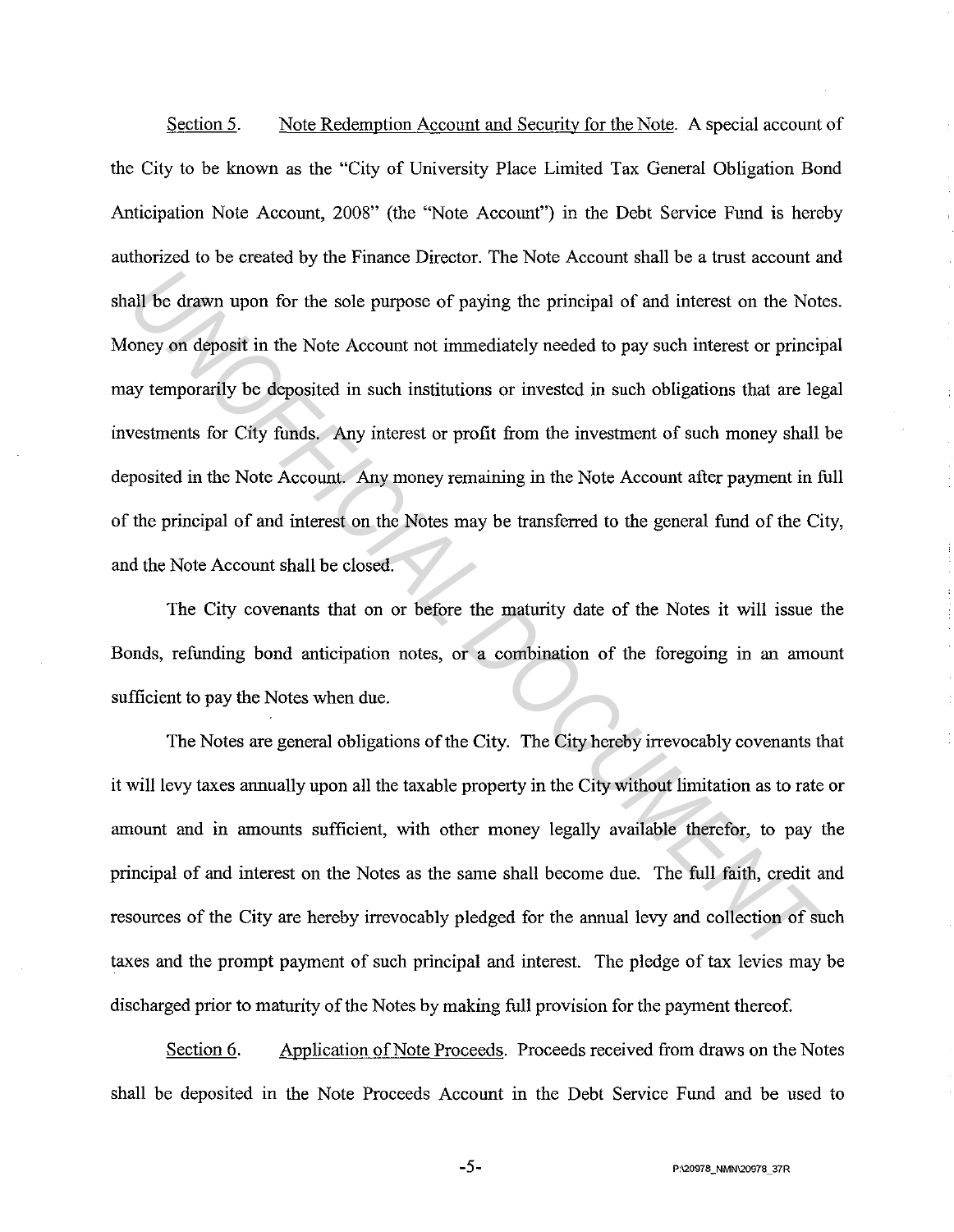<u>Section 5.</u> <u>Note Redemption Account and Security for the Note</u>. A special account of the City to be known as the "City of University Place Limited Tax General Obligation Bond Anticipation Note Account, 2008" (the "Note Account") in the Debt Service Fund is hereby authorized to be created by the Finance Director. The Note Account shall be a trust account and shall be drawn upon for the sole purpose of paying the principal of and interest on the Notes. Money on deposit in the Note Account not immediately needed to pay such interest or principal may temporarily be deposited in such institutions or invested in such obligations that are legal investments for City funds. Any interest or profit from the investment of such money shall be deposited in the Note Account. Any money remaining in the Note Account after payment in full of the principal of and interest on the Notes may be transferred to the general fund of the City, and the Note Account shall be closed.

The City covenants that on or before the maturity date of the Notes it will issue the Bonds, refunding bond anticipation notes, or a combination of the foregoing in an amount sufficient to pay the Notes when due.

The Notes are general obligations of the City. The City hereby irrevocably covenants that it will levy taxes annually upon all the taxable property in the City without limitation as to rate or amount and in amounts sufficient, with other money legally available therefor, to pay the principal of and interest on the Notes as the same shall become due. The full faith, credit and resources of the City are hereby irrevocably pledged for the annual levy and collection of such taxes and the prompt payment of such principal and interest. The pledge of tax levies may be discharged prior to maturity of the Notes by making full provision for the payment thereof.

<u>Section 6.</u> <u>Application of Note Proceeds</u>. Proceeds received from draws on the Notes shall be deposited in the Note Proceeds Account in the Debt Service Fund and be used to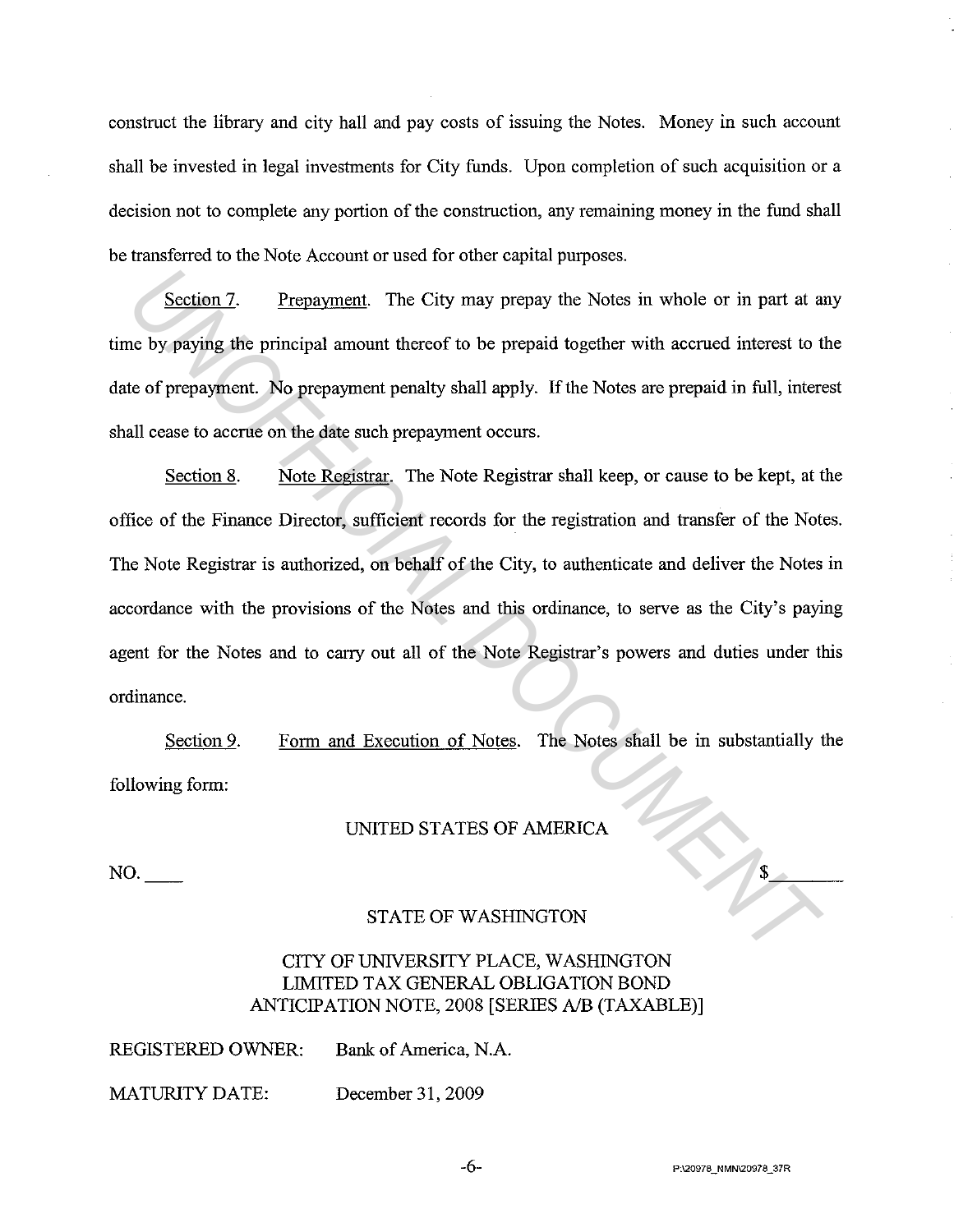construct the library and city hall and pay costs of issuing the Notes. Money in such account shall be invested in legal investments for City funds. Upon completion of such acquisition or a decision not to complete any portion of the construction, any remaining money in the fund shall be transferred to the Note Account or used for other capital purposes.

Section 7. Prepayment. The City may prepay the Notes in whole or in part at any time by paying the principal amount thereof to be prepaid together with accrued interest to the date of prepayment. No prepayment penalty shall apply. If the Notes are prepaid in full, interest shall cease to accrue on the date such prepayment occurs.

Section 8. Note Registrar. The Note Registrar shall keep, or cause to be kept, at the office of the Finance Director, sufficient records for the registration and transfer of the Notes. The Note Registrar is authorized, on behalf of the City, to authenticate and deliver the Notes in accordance with the provisions of the Notes and this ordinance, to serve as the City's paying agent for the Notes and to carry out all of the Note Registrar's powers and duties under this ordinance.

Section 9. Form and Execution of Notes. The Notes shall be in substantially the following form:

UNITED STATES OF AMERICA

NO. ____ $______

STATE OF WASHINGTON

CITY OF UNIVERSITY PLACE, WASHINGTON
LIMITED TAX GENERAL OBLIGATION BOND
ANTICIPATION NOTE, 2008 [SERIES A/B (TAXABLE)]

REGISTERED OWNER: Bank of America, N.A.

MATURITY DATE: December 31, 2009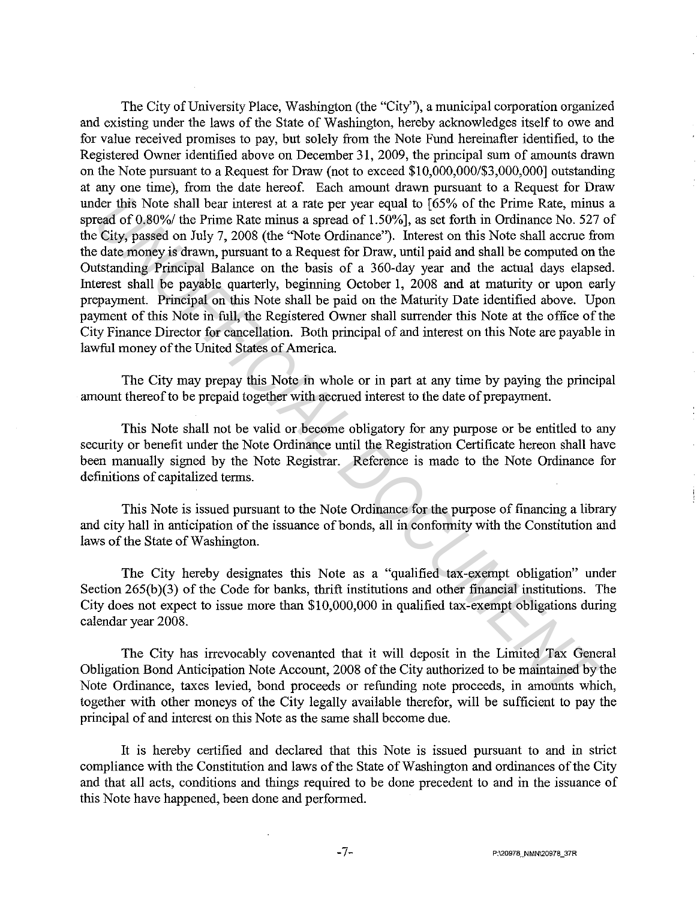The City of University Place, Washington (the "City"), a municipal corporation organized and existing under the laws of the State of Washington, hereby acknowledges itself to owe and for value received promises to pay, but solely from the Note Fund hereinafter identified, to the Registered Owner identified above on December 31, 2009, the principal sum of amounts drawn on the Note pursuant to a Request for Draw (not to exceed [$10,000,000/$3,000,000] outstanding at any one time), from the date hereof. Each amount drawn pursuant to a Request for Draw under this Note shall bear interest at a rate per year equal to [65% of the Prime Rate, minus a spread of 0.80%/ the Prime Rate minus a spread of 1.50%], as set forth in Ordinance No. 527 of the City, passed on July 7, 2008 (the "Note Ordinance"). Interest on this Note shall accrue from the date money is drawn, pursuant to a Request for Draw, until paid and shall be computed on the Outstanding Principal Balance on the basis of a 360-day year and the actual days elapsed. Interest shall be payable quarterly, beginning October 1, 2008 and at maturity or upon early prepayment. Principal on this Note shall be paid on the Maturity Date identified above. Upon payment of this Note in full, the Registered Owner shall surrender this Note at the office of the City Finance Director for cancellation. Both principal of and interest on this Note are payable in lawful money of the United States of America.

The City may prepay this Note in whole or in part at any time by paying the principal amount thereof to be prepaid together with accrued interest to the date of prepayment.

This Note shall not be valid or become obligatory for any purpose or be entitled to any security or benefit under the Note Ordinance until the Registration Certificate hereon shall have been manually signed by the Note Registrar. Reference is made to the Note Ordinance for definitions of capitalized terms.

This Note is issued pursuant to the Note Ordinance for the purpose of financing a library and city hall in anticipation of the issuance of bonds, all in conformity with the Constitution and laws of the State of Washington.

The City hereby designates this Note as a "qualified tax-exempt obligation" under Section 265(b)(3) of the Code for banks, thrift institutions and other financial institutions. The City does not expect to issue more than $10,000,000 in qualified tax-exempt obligations during calendar year 2008.

The City has irrevocably covenanted that it will deposit in the Limited Tax General Obligation Bond Anticipation Note Account, 2008 of the City authorized to be maintained by the Note Ordinance, taxes levied, bond proceeds or refunding note proceeds, in amounts which, together with other moneys of the City legally available therefor, will be sufficient to pay the principal of and interest on this Note as the same shall become due.

It is hereby certified and declared that this Note is issued pursuant to and in strict compliance with the Constitution and laws of the State of Washington and ordinances of the City and that all acts, conditions and things required to be done precedent to and in the issuance of this Note have happened, been done and performed.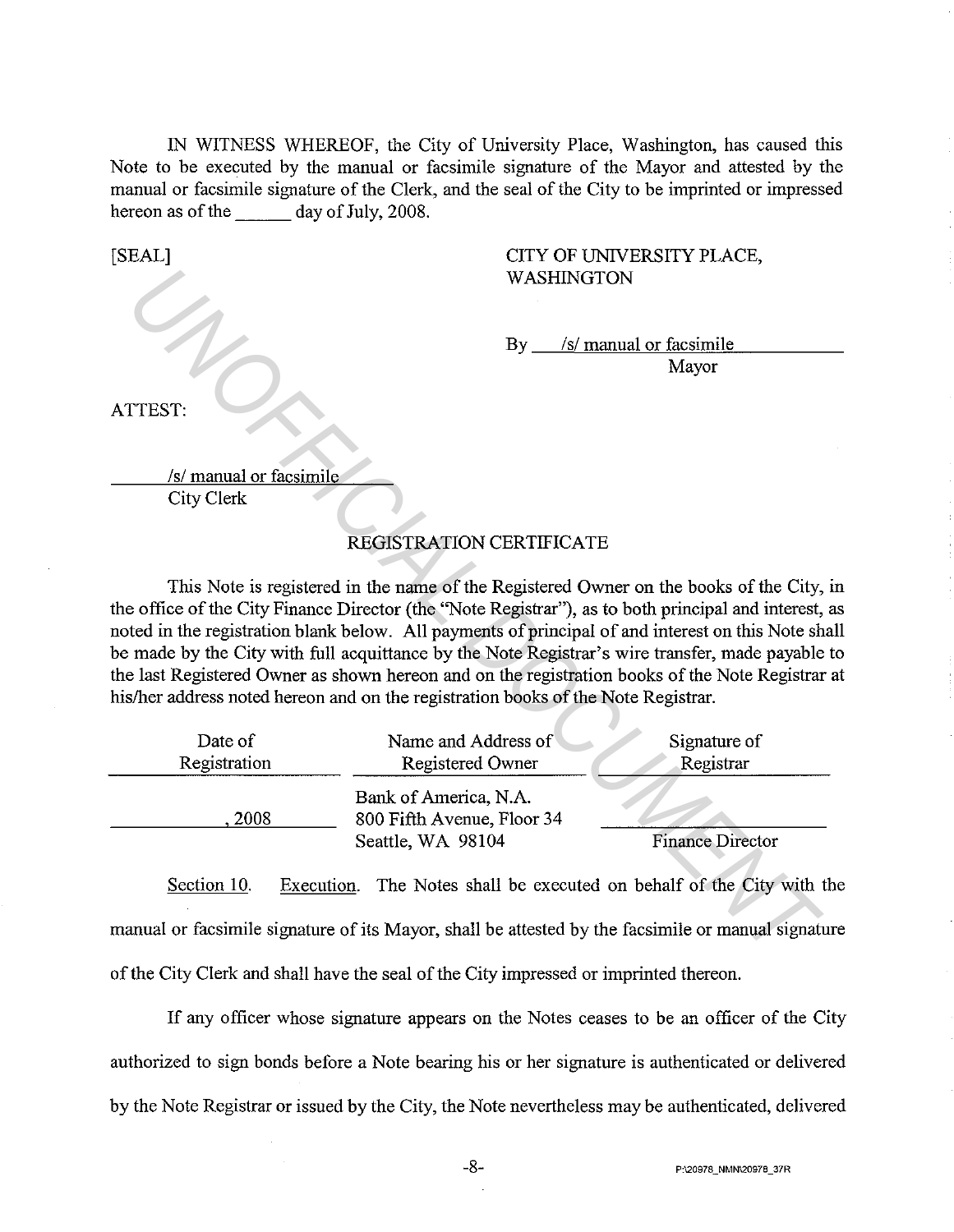IN WITNESS WHEREOF, the City of University Place, Washington, has caused this Note to be executed by the manual or facsimile signature of the Mayor and attested by the manual or facsimile signature of the Clerk, and the seal of the City to be imprinted or impressed hereon as of the ______ day of July, 2008.

[SEAL]

CITY OF UNIVERSITY PLACE, WASHINGTON

By /s/ manual or facsimile
Mayor

ATTEST:

/s/ manual or facsimile
City Clerk

## REGISTRATION CERTIFICATE

This Note is registered in the name of the Registered Owner on the books of the City, in the office of the City Finance Director (the "Note Registrar"), as to both principal and interest, as noted in the registration blank below. All payments of principal of and interest on this Note shall be made by the City with full acquittance by the Note Registrar's wire transfer, made payable to the last Registered Owner as shown hereon and on the registration books of the Note Registrar at his/her address noted hereon and on the registration books of the Note Registrar.

| Date of Registration | Name and Address of Registered Owner | Signature of Registrar |
|---|---|---|
| ______, 2008 | Bank of America, N.A.<br>800 Fifth Avenue, Floor 34<br>Seattle, WA 98104 | ______________<br>Finance Director |

Section 10. Execution. The Notes shall be executed on behalf of the City with the manual or facsimile signature of its Mayor, shall be attested by the facsimile or manual signature of the City Clerk and shall have the seal of the City impressed or imprinted thereon.

If any officer whose signature appears on the Notes ceases to be an officer of the City authorized to sign bonds before a Note bearing his or her signature is authenticated or delivered by the Note Registrar or issued by the City, the Note nevertheless may be authenticated, delivered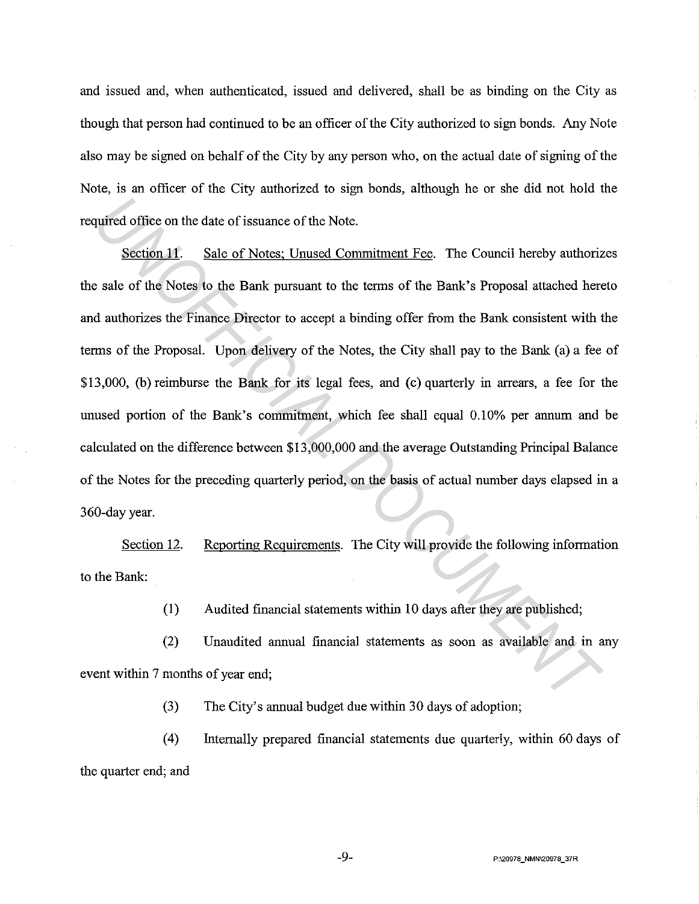and issued and, when authenticated, issued and delivered, shall be as binding on the City as though that person had continued to be an officer of the City authorized to sign bonds. Any Note also may be signed on behalf of the City by any person who, on the actual date of signing of the Note, is an officer of the City authorized to sign bonds, although he or she did not hold the required office on the date of issuance of the Note.

Section 11. Sale of Notes; Unused Commitment Fee. The Council hereby authorizes the sale of the Notes to the Bank pursuant to the terms of the Bank's Proposal attached hereto and authorizes the Finance Director to accept a binding offer from the Bank consistent with the terms of the Proposal. Upon delivery of the Notes, the City shall pay to the Bank (a) a fee of $13,000, (b) reimburse the Bank for its legal fees, and (c) quarterly in arrears, a fee for the unused portion of the Bank's commitment, which fee shall equal 0.10% per annum and be calculated on the difference between $13,000,000 and the average Outstanding Principal Balance of the Notes for the preceding quarterly period, on the basis of actual number days elapsed in a 360-day year.

Section 12. Reporting Requirements. The City will provide the following information to the Bank:

(1) Audited financial statements within 10 days after they are published;

(2) Unaudited annual financial statements as soon as available and in any event within 7 months of year end;

(3) The City's annual budget due within 30 days of adoption;

(4) Internally prepared financial statements due quarterly, within 60 days of the quarter end; and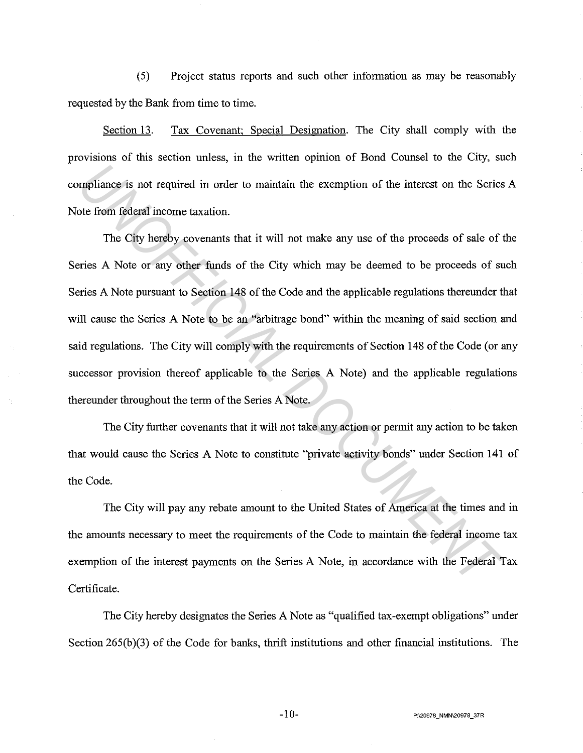(5) Project status reports and such other information as may be reasonably requested by the Bank from time to time.

Section 13. Tax Covenant; Special Designation. The City shall comply with the provisions of this section unless, in the written opinion of Bond Counsel to the City, such compliance is not required in order to maintain the exemption of the interest on the Series A Note from federal income taxation.

The City hereby covenants that it will not make any use of the proceeds of sale of the Series A Note or any other funds of the City which may be deemed to be proceeds of such Series A Note pursuant to Section 148 of the Code and the applicable regulations thereunder that will cause the Series A Note to be an "arbitrage bond" within the meaning of said section and said regulations. The City will comply with the requirements of Section 148 of the Code (or any successor provision thereof applicable to the Series A Note) and the applicable regulations thereunder throughout the term of the Series A Note.

The City further covenants that it will not take any action or permit any action to be taken that would cause the Series A Note to constitute "private activity bonds" under Section 141 of the Code.

The City will pay any rebate amount to the United States of America at the times and in the amounts necessary to meet the requirements of the Code to maintain the federal income tax exemption of the interest payments on the Series A Note, in accordance with the Federal Tax Certificate.

The City hereby designates the Series A Note as "qualified tax-exempt obligations" under Section 265(b)(3) of the Code for banks, thrift institutions and other financial institutions. The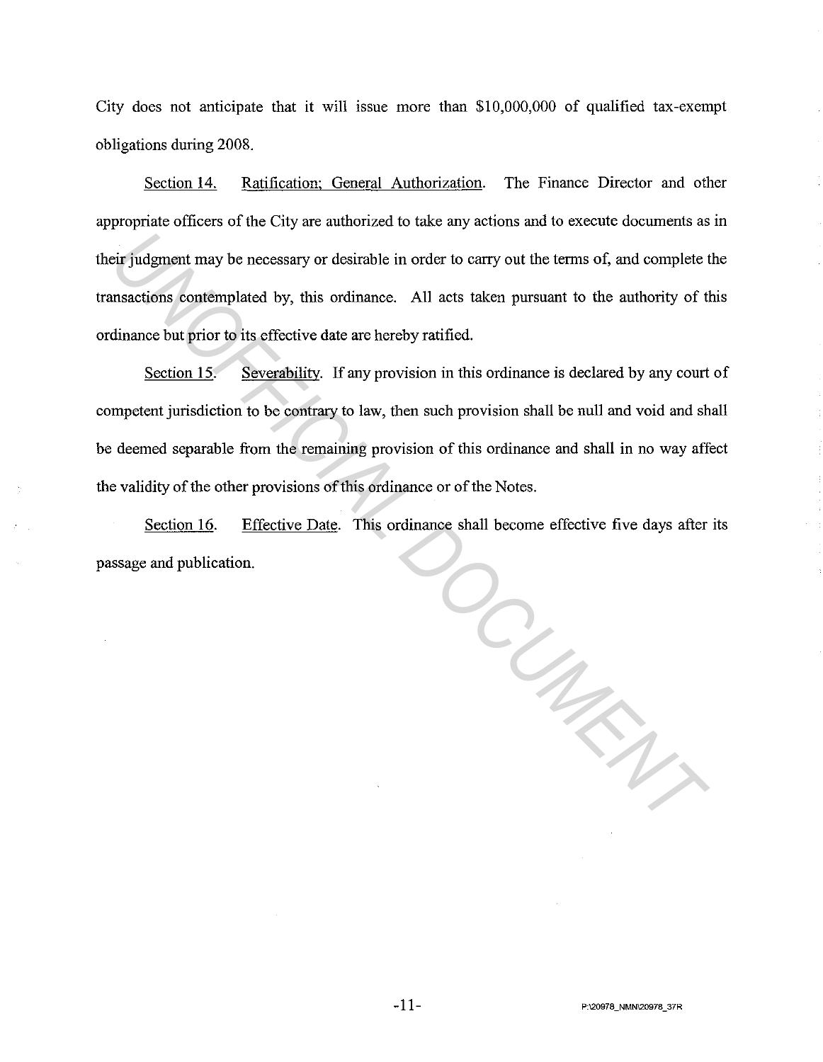City does not anticipate that it will issue more than $10,000,000 of qualified tax-exempt obligations during 2008.

Section 14. Ratification; General Authorization. The Finance Director and other appropriate officers of the City are authorized to take any actions and to execute documents as in their judgment may be necessary or desirable in order to carry out the terms of, and complete the transactions contemplated by, this ordinance. All acts taken pursuant to the authority of this ordinance but prior to its effective date are hereby ratified.

Section 15. Severability. If any provision in this ordinance is declared by any court of competent jurisdiction to be contrary to law, then such provision shall be null and void and shall be deemed separable from the remaining provision of this ordinance and shall in no way affect the validity of the other provisions of this ordinance or of the Notes.

Section 16. Effective Date. This ordinance shall become effective five days after its passage and publication.

P:\20978_NMN\20978_37R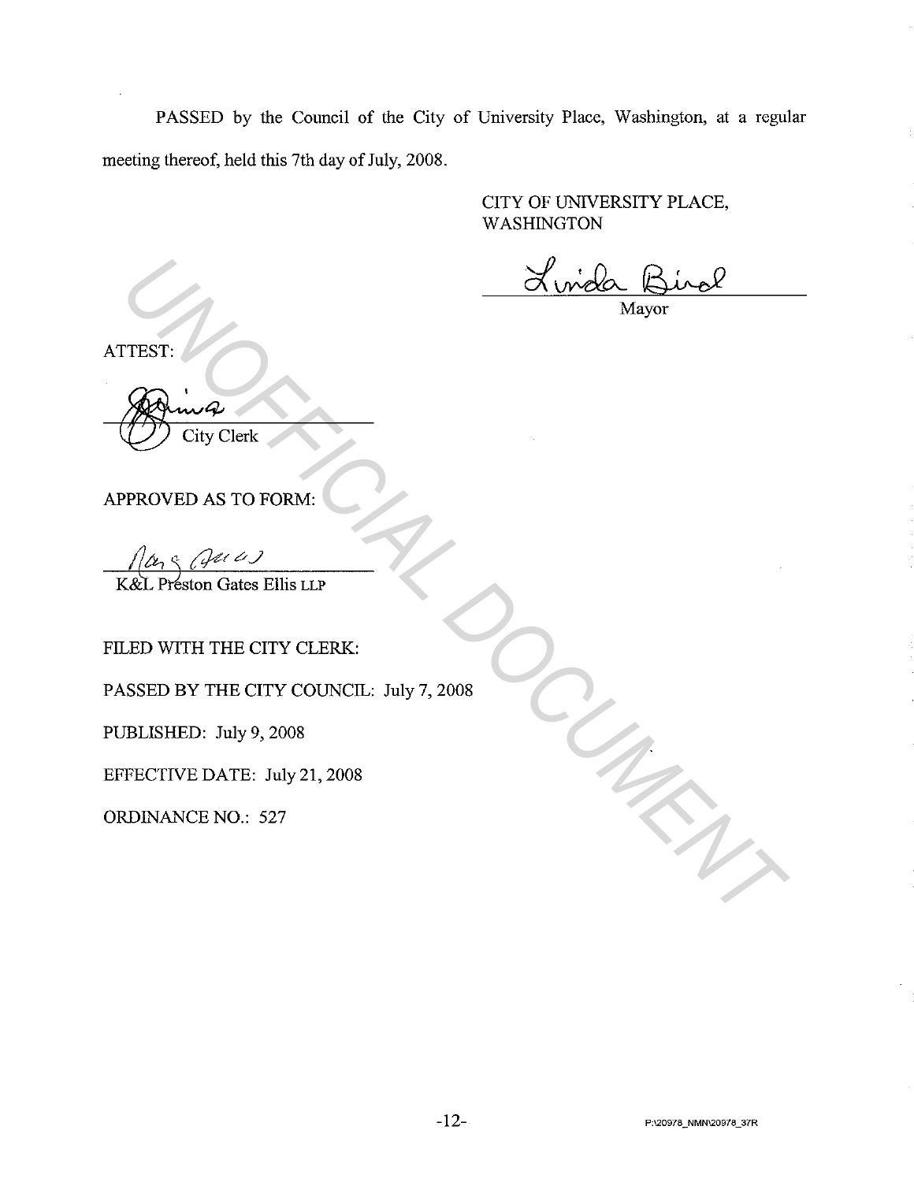PASSED by the Council of the City of University Place, Washington, at a regular meeting thereof, held this 7th day of July, 2008.

CITY OF UNIVERSITY PLACE, WASHINGTON

Linda Bird
Mayor

ATTEST:

City Clerk

APPROVED AS TO FORM:

K&L Preston Gates Ellis LLP

FILED WITH THE CITY CLERK:

PASSED BY THE CITY COUNCIL: July 7, 2008

PUBLISHED: July 9, 2008

EFFECTIVE DATE: July 21, 2008

ORDINANCE NO.: 527

P:\20978_NMN\20978_37R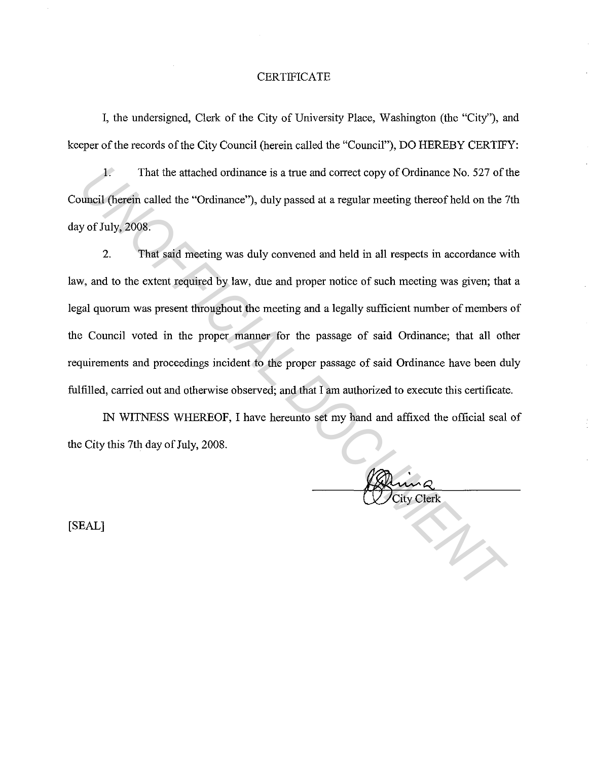# CERTIFICATE

I, the undersigned, Clerk of the City of University Place, Washington (the "City"), and keeper of the records of the City Council (herein called the "Council"), DO HEREBY CERTIFY:

1. That the attached ordinance is a true and correct copy of Ordinance No. 527 of the Council (herein called the "Ordinance"), duly passed at a regular meeting thereof held on the 7th day of July, 2008.

2. That said meeting was duly convened and held in all respects in accordance with law, and to the extent required by law, due and proper notice of such meeting was given; that a legal quorum was present throughout the meeting and a legally sufficient number of members of the Council voted in the proper manner for the passage of said Ordinance; that all other requirements and proceedings incident to the proper passage of said Ordinance have been duly fulfilled, carried out and otherwise observed; and that I am authorized to execute this certificate.

IN WITNESS WHEREOF, I have hereunto set my hand and affixed the official seal of the City this 7th day of July, 2008.

City Clerk

[SEAL]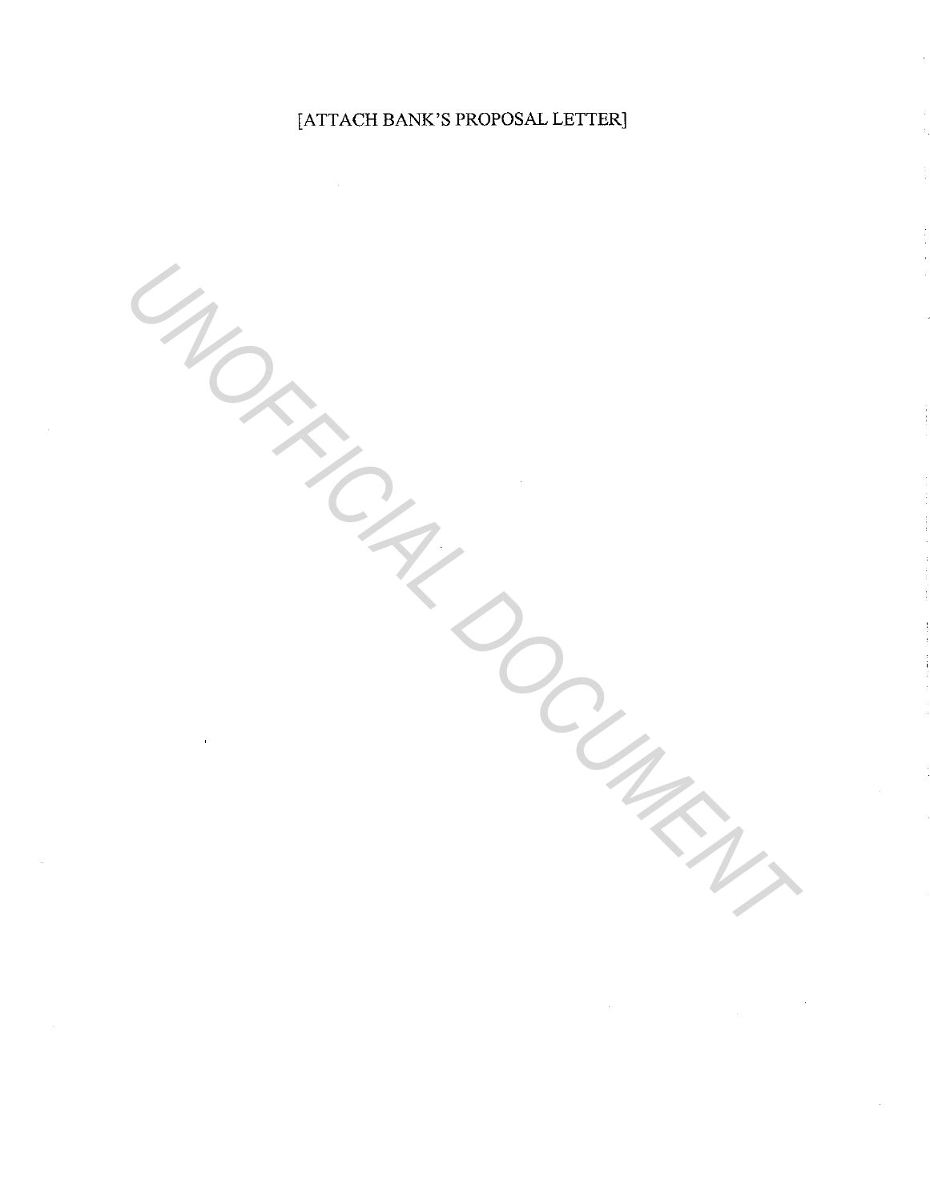[ATTACH BANK'S PROPOSAL LETTER]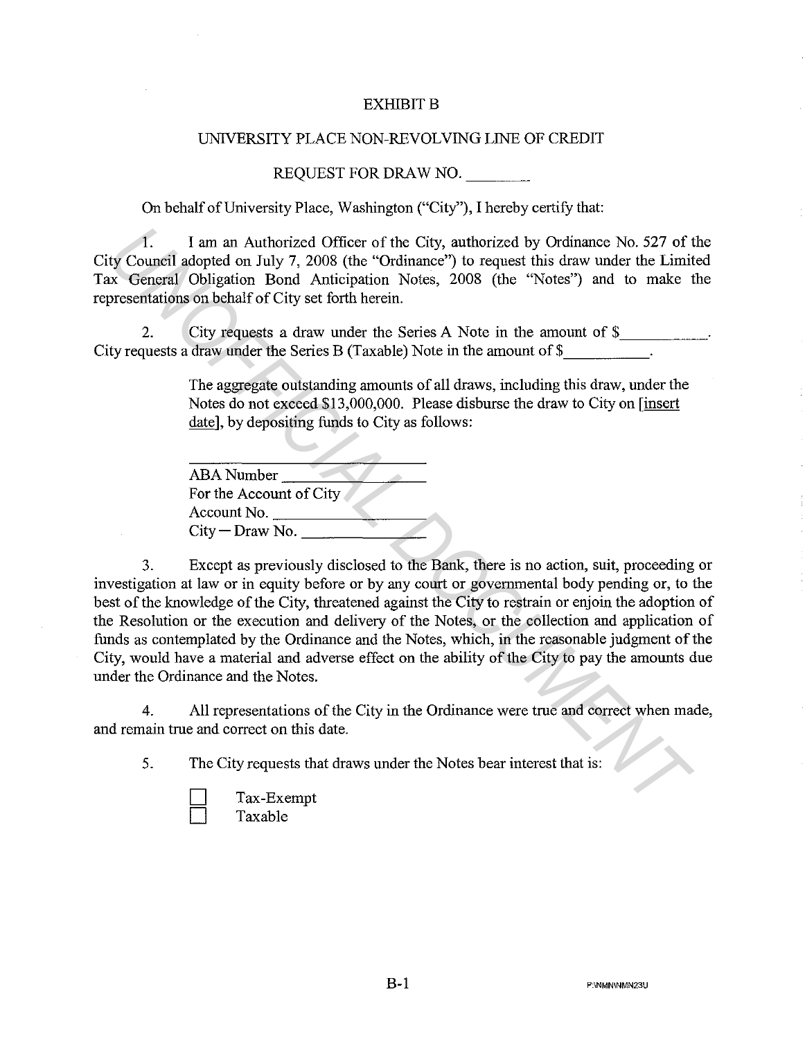# EXHIBIT B

## UNIVERSITY PLACE NON-REVOLVING LINE OF CREDIT

### REQUEST FOR DRAW NO. ________

On behalf of University Place, Washington ("City"), I hereby certify that:

1. I am an Authorized Officer of the City, authorized by Ordinance No. 527 of the City Council adopted on July 7, 2008 (the "Ordinance") to request this draw under the Limited Tax General Obligation Bond Anticipation Notes, 2008 (the "Notes") and to make the representations on behalf of City set forth herein.

2. City requests a draw under the Series A Note in the amount of $__________. City requests a draw under the Series B (Taxable) Note in the amount of $__________.

   The aggregate outstanding amounts of all draws, including this draw, under the Notes do not exceed $13,000,000. Please disburse the draw to City on [insert date], by depositing funds to City as follows:

   ______________________________
   ABA Number ________________
   For the Account of City
   Account No. ________________
   City — Draw No. ______________

3. Except as previously disclosed to the Bank, there is no action, suit, proceeding or investigation at law or in equity before or by any court or governmental body pending or, to the best of the knowledge of the City, threatened against the City to restrain or enjoin the adoption of the Resolution or the execution and delivery of the Notes, or the collection and application of funds as contemplated by the Ordinance and the Notes, which, in the reasonable judgment of the City, would have a material and adverse effect on the ability of the City to pay the amounts due under the Ordinance and the Notes.

4. All representations of the City in the Ordinance were true and correct when made, and remain true and correct on this date.

5. The City requests that draws under the Notes bear interest that is:

   ☐ Tax-Exempt
   ☐ Taxable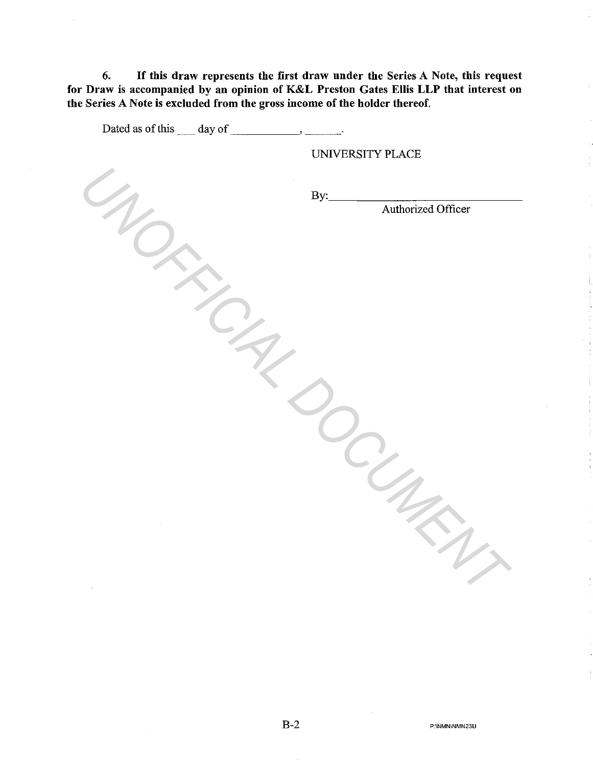**6. If this draw represents the first draw under the Series A Note, this request for Draw is accompanied by an opinion of K&L Preston Gates Ellis LLP that interest on the Series A Note is excluded from the gross income of the holder thereof.**

Dated as of this ___ day of ___________, ______.

UNIVERSITY PLACE

By:________________________________
Authorized Officer

UNOFFICIAL DOCUMENT

P:\NMN\NMN23U